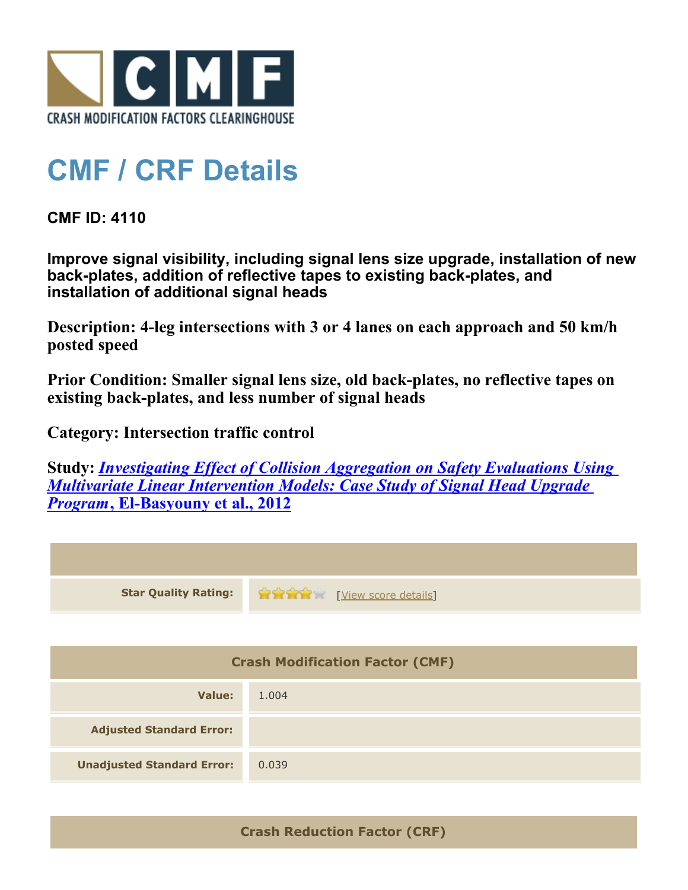CRASH MODIFICATION FACTORS CLEARINGHOUSE

# CMF / CRF Details

**CMF ID: 4110**

**Improve signal visibility, including signal lens size upgrade, installation of new back-plates, addition of reflective tapes to existing back-plates, and installation of additional signal heads**

**Description: 4-leg intersections with 3 or 4 lanes on each approach and 50 km/h posted speed**

**Prior Condition: Smaller signal lens size, old back-plates, no reflective tapes on existing back-plates, and less number of signal heads**

**Category: Intersection traffic control**

**Study: *Investigating Effect of Collision Aggregation on Safety Evaluations Using Multivariate Linear Intervention Models: Case Study of Signal Head Upgrade Program*, El-Basyouny et al., 2012**

| | |
|---|---|
| **Star Quality Rating:** | 4 stars [View score details] |

| Crash Modification Factor (CMF) | |
|---|---|
| **Value:** | 1.004 |
| **Adjusted Standard Error:** | |
| **Unadjusted Standard Error:** | 0.039 |

| Crash Reduction Factor (CRF) |
|---|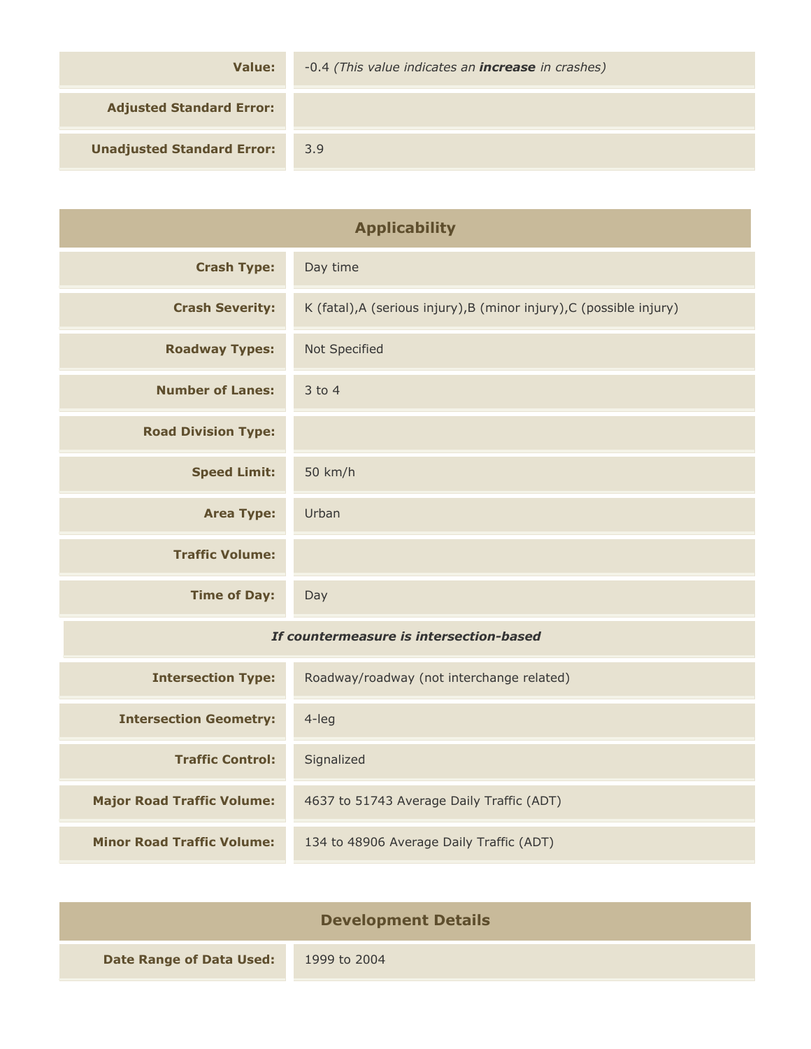| | |
|---|---|
| **Value:** | -0.4 *(This value indicates an* ***increase*** *in crashes)* |
| **Adjusted Standard Error:** | |
| **Unadjusted Standard Error:** | 3.9 |

## Applicability

| | |
|---|---|
| **Crash Type:** | Day time |
| **Crash Severity:** | K (fatal),A (serious injury),B (minor injury),C (possible injury) |
| **Roadway Types:** | Not Specified |
| **Number of Lanes:** | 3 to 4 |
| **Road Division Type:** | |
| **Speed Limit:** | 50 km/h |
| **Area Type:** | Urban |
| **Traffic Volume:** | |
| **Time of Day:** | Day |
| ***If countermeasure is intersection-based*** | |
| **Intersection Type:** | Roadway/roadway (not interchange related) |
| **Intersection Geometry:** | 4-leg |
| **Traffic Control:** | Signalized |
| **Major Road Traffic Volume:** | 4637 to 51743 Average Daily Traffic (ADT) |
| **Minor Road Traffic Volume:** | 134 to 48906 Average Daily Traffic (ADT) |

## Development Details

| | |
|---|---|
| **Date Range of Data Used:** | 1999 to 2004 |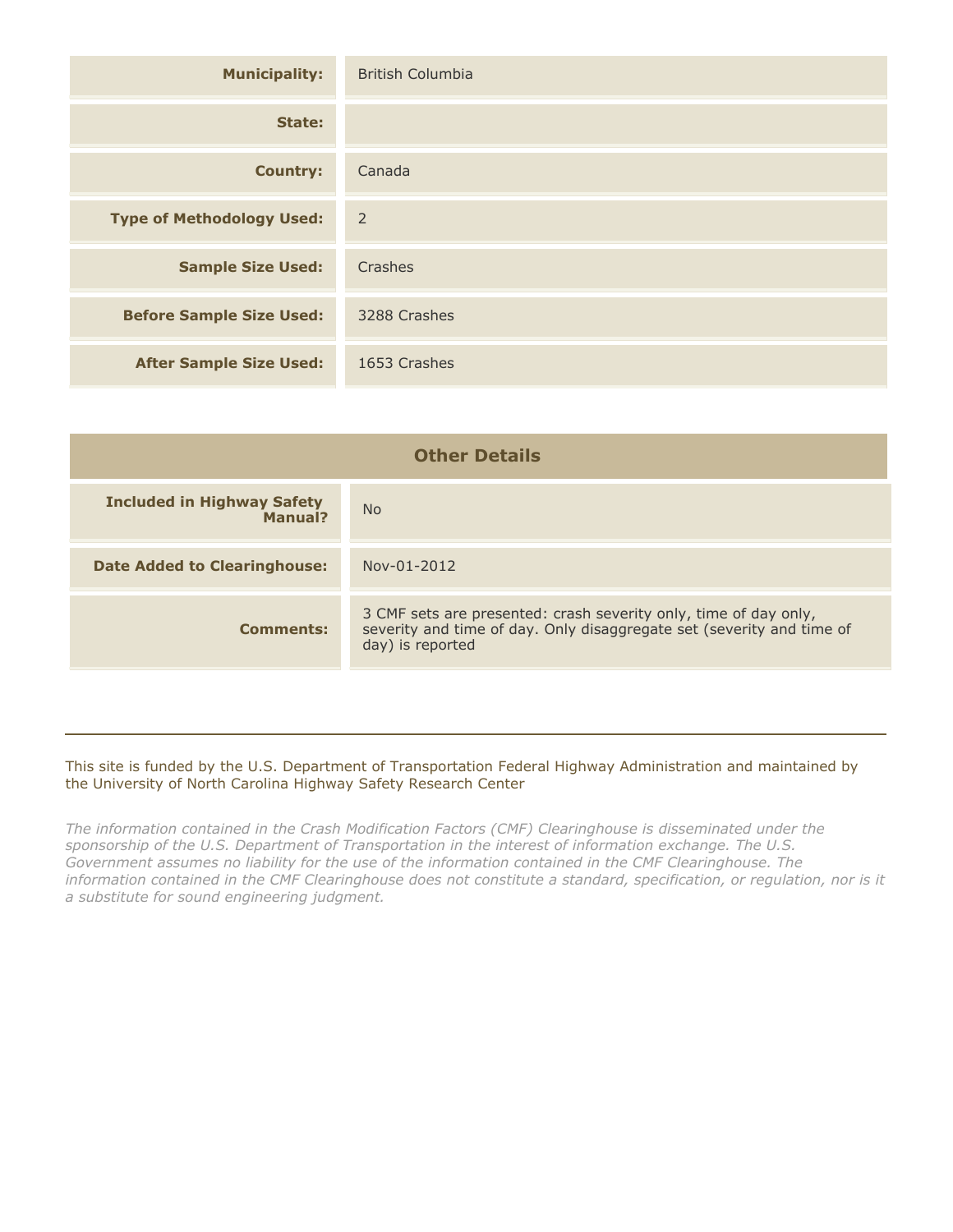| | |
|---|---|
| **Municipality:** | British Columbia |
| **State:** | |
| **Country:** | Canada |
| **Type of Methodology Used:** | 2 |
| **Sample Size Used:** | Crashes |
| **Before Sample Size Used:** | 3288 Crashes |
| **After Sample Size Used:** | 1653 Crashes |

## Other Details

| | |
|---|---|
| **Included in Highway Safety Manual?** | No |
| **Date Added to Clearinghouse:** | Nov-01-2012 |
| **Comments:** | 3 CMF sets are presented: crash severity only, time of day only, severity and time of day. Only disaggregate set (severity and time of day) is reported |

---

This site is funded by the U.S. Department of Transportation Federal Highway Administration and maintained by the University of North Carolina Highway Safety Research Center

*The information contained in the Crash Modification Factors (CMF) Clearinghouse is disseminated under the sponsorship of the U.S. Department of Transportation in the interest of information exchange. The U.S. Government assumes no liability for the use of the information contained in the CMF Clearinghouse. The information contained in the CMF Clearinghouse does not constitute a standard, specification, or regulation, nor is it a substitute for sound engineering judgment.*